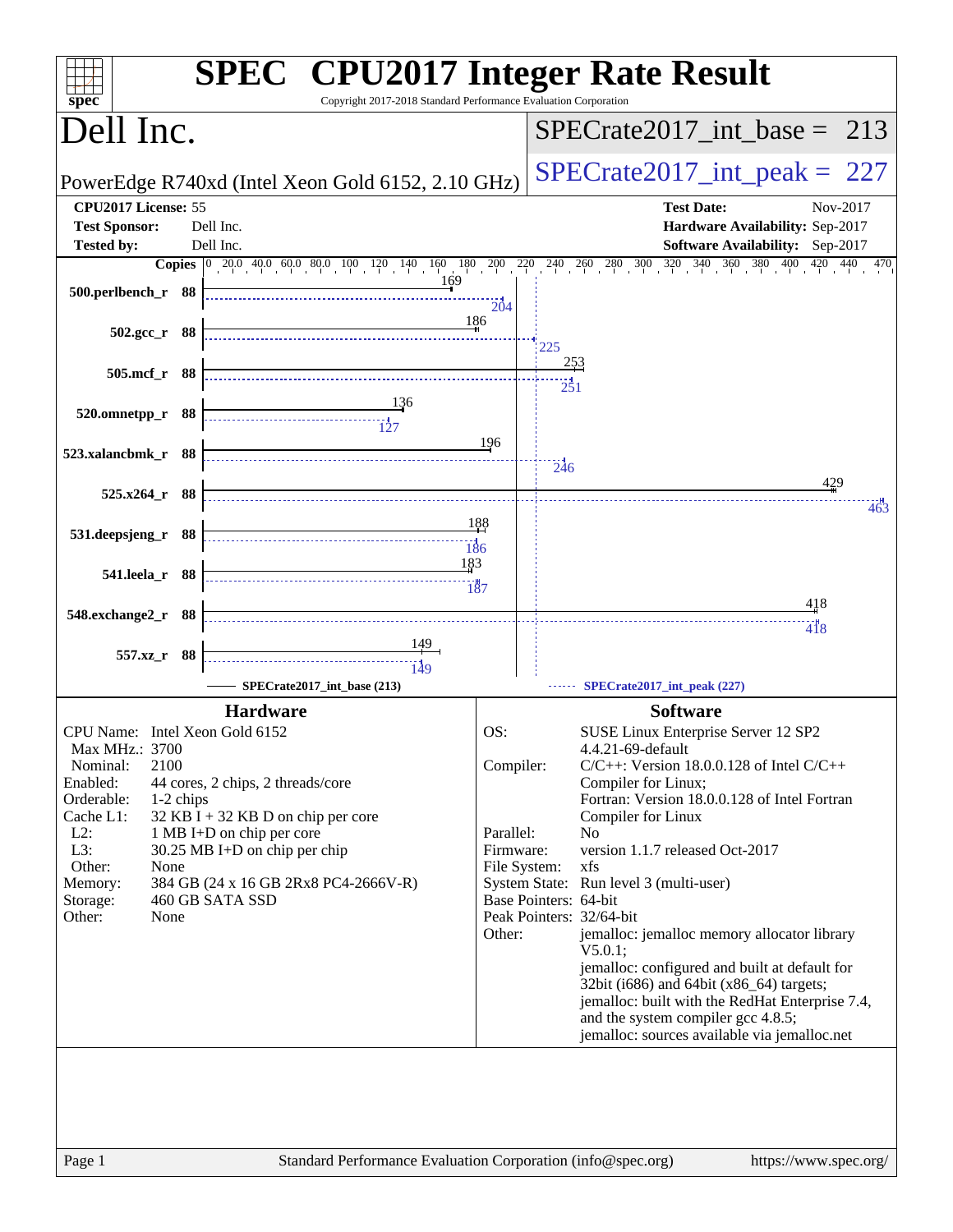# SPEC CPU2017 Integer Rate Result

Copyright 2017-2018 Standard Performance Evaluation Corporation

## Dell Inc.

PowerEdge R740xd (Intel Xeon Gold 6152, 2.10 GHz)

SPECrate2017_int_base = 213

SPECrate2017_int_peak = 227

| | | | |
|---|---|---|---|
| **CPU2017 License:** | 55 | **Test Date:** | Nov-2017 |
| **Test Sponsor:** | Dell Inc. | **Hardware Availability:** | Sep-2017 |
| **Tested by:** | Dell Inc. | **Software Availability:** | Sep-2017 |

| Benchmark | Copies | Base | Peak |
|---|---|---|---|
| 500.perlbench_r | 88 | 169 | 204 |
| 502.gcc_r | 88 | 186 | 225 |
| 505.mcf_r | 88 | 253 | 251 |
| 520.omnetpp_r | 88 | 136 | 127 |
| 523.xalancbmk_r | 88 | 196 | 246 |
| 525.x264_r | 88 | 429 | 463 |
| 531.deepsjeng_r | 88 | 188 | 186 |
| 541.leela_r | 88 | 183 | 187 |
| 548.exchange2_r | 88 | 418 | 418 |
| 557.xz_r | 88 | 149 | 149 |

SPECrate2017_int_base (213) —— SPECrate2017_int_peak (227)

### Hardware

- **CPU Name:** Intel Xeon Gold 6152
- **Max MHz.:** 3700
- **Nominal:** 2100
- **Enabled:** 44 cores, 2 chips, 2 threads/core
- **Orderable:** 1-2 chips
- **Cache L1:** 32 KB I + 32 KB D on chip per core
- **L2:** 1 MB I+D on chip per core
- **L3:** 30.25 MB I+D on chip per chip
- **Other:** None
- **Memory:** 384 GB (24 x 16 GB 2Rx8 PC4-2666V-R)
- **Storage:** 460 GB SATA SSD
- **Other:** None

### Software

- **OS:** SUSE Linux Enterprise Server 12 SP2 4.4.21-69-default
- **Compiler:** C/C++: Version 18.0.0.128 of Intel C/C++ Compiler for Linux; Fortran: Version 18.0.0.128 of Intel Fortran Compiler for Linux
- **Parallel:** No
- **Firmware:** version 1.1.7 released Oct-2017
- **File System:** xfs
- **System State:** Run level 3 (multi-user)
- **Base Pointers:** 64-bit
- **Peak Pointers:** 32/64-bit
- **Other:** jemalloc: jemalloc memory allocator library V5.0.1; jemalloc: configured and built at default for 32bit (i686) and 64bit (x86_64) targets; jemalloc: built with the RedHat Enterprise 7.4, and the system compiler gcc 4.8.5; jemalloc: sources available via jemalloc.net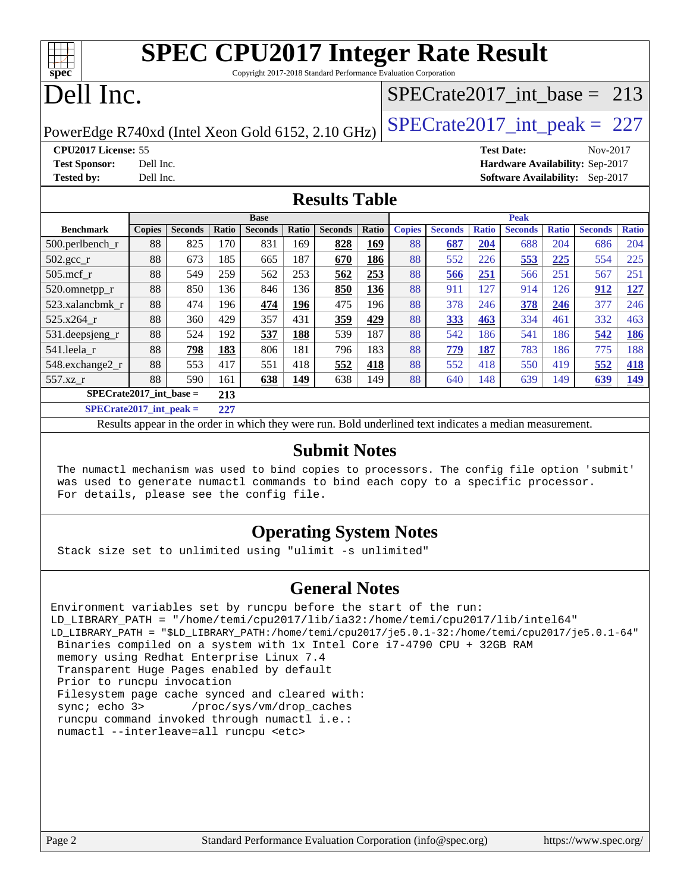# SPEC CPU2017 Integer Rate Result

Copyright 2017-2018 Standard Performance Evaluation Corporation

# Dell Inc.

PowerEdge R740xd (Intel Xeon Gold 6152, 2.10 GHz)

SPECrate2017_int_base = 213

SPECrate2017_int_peak = 227

**CPU2017 License:** 55
**Test Sponsor:** Dell Inc.
**Tested by:** Dell Inc.

**Test Date:** Nov-2017
**Hardware Availability:** Sep-2017
**Software Availability:** Sep-2017

## Results Table

| Benchmark | Base | | | | | | | Peak | | | | | | |
|---|---|---|---|---|---|---|---|---|---|---|---|---|---|---|
| | Copies | Seconds | Ratio | Seconds | Ratio | Seconds | Ratio | Copies | Seconds | Ratio | Seconds | Ratio | Seconds | Ratio |
| 500.perlbench_r | 88 | 825 | 170 | 831 | 169 | **828** | **169** | 88 | **687** | **204** | 688 | 204 | 686 | 204 |
| 502.gcc_r | 88 | 673 | 185 | 665 | 187 | **670** | **186** | 88 | 552 | 226 | **553** | **225** | 554 | 225 |
| 505.mcf_r | 88 | 549 | 259 | 562 | 253 | **562** | **253** | 88 | **566** | **251** | 566 | 251 | 567 | 251 |
| 520.omnetpp_r | 88 | 850 | 136 | 846 | 136 | **850** | **136** | 88 | 911 | 127 | 914 | 126 | **912** | **127** |
| 523.xalancbmk_r | 88 | 474 | 196 | **474** | **196** | 475 | 196 | 88 | 378 | 246 | **378** | **246** | 377 | 246 |
| 525.x264_r | 88 | 360 | 429 | 357 | 431 | **359** | **429** | 88 | **333** | **463** | 334 | 461 | 332 | 463 |
| 531.deepsjeng_r | 88 | 524 | 192 | **537** | **188** | 539 | 187 | 88 | 542 | 186 | 541 | 186 | **542** | **186** |
| 541.leela_r | 88 | **798** | **183** | 806 | 181 | 796 | 183 | 88 | **779** | **187** | 783 | 186 | 775 | 188 |
| 548.exchange2_r | 88 | 553 | 417 | 551 | 418 | **552** | **418** | 88 | 552 | 418 | 550 | 419 | **552** | **418** |
| 557.xz_r | 88 | 590 | 161 | **638** | **149** | 638 | 149 | 88 | 640 | 148 | 639 | 149 | **639** | **149** |

**SPECrate2017_int_base = 213**

**SPECrate2017_int_peak = 227**

Results appear in the order in which they were run. Bold underlined text indicates a median measurement.

## Submit Notes

```
The numactl mechanism was used to bind copies to processors. The config file option 'submit'
was used to generate numactl commands to bind each copy to a specific processor.
For details, please see the config file.
```

## Operating System Notes

```
Stack size set to unlimited using "ulimit -s unlimited"
```

## General Notes

```
Environment variables set by runcpu before the start of the run:
LD_LIBRARY_PATH = "/home/temi/cpu2017/lib/ia32:/home/temi/cpu2017/lib/intel64"
LD_LIBRARY_PATH = "$LD_LIBRARY_PATH:/home/temi/cpu2017/je5.0.1-32:/home/temi/cpu2017/je5.0.1-64"
 Binaries compiled on a system with 1x Intel Core i7-4790 CPU + 32GB RAM
 memory using Redhat Enterprise Linux 7.4
 Transparent Huge Pages enabled by default
 Prior to runcpu invocation
 Filesystem page cache synced and cleared with:
 sync; echo 3>       /proc/sys/vm/drop_caches
 runcpu command invoked through numactl i.e.:
 numactl --interleave=all runcpu <etc>
```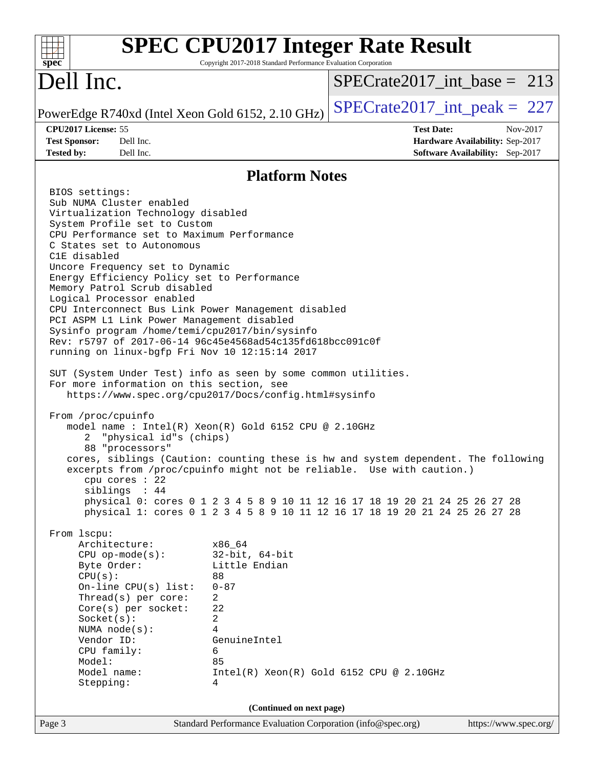# SPEC CPU2017 Integer Rate Result

Copyright 2017-2018 Standard Performance Evaluation Corporation

## Dell Inc.

PowerEdge R740xd (Intel Xeon Gold 6152, 2.10 GHz)

SPECrate2017_int_base = 213

SPECrate2017_int_peak = 227

**CPU2017 License:** 55
**Test Sponsor:** Dell Inc.
**Tested by:** Dell Inc.

**Test Date:** Nov-2017
**Hardware Availability:** Sep-2017
**Software Availability:** Sep-2017

## Platform Notes

```
BIOS settings:
Sub NUMA Cluster enabled
Virtualization Technology disabled
System Profile set to Custom
CPU Performance set to Maximum Performance
C States set to Autonomous
C1E disabled
Uncore Frequency set to Dynamic
Energy Efficiency Policy set to Performance
Memory Patrol Scrub disabled
Logical Processor enabled
CPU Interconnect Bus Link Power Management disabled
PCI ASPM L1 Link Power Management disabled
Sysinfo program /home/temi/cpu2017/bin/sysinfo
Rev: r5797 of 2017-06-14 96c45e4568ad54c135fd618bcc091c0f
running on linux-bgfp Fri Nov 10 12:15:14 2017

SUT (System Under Test) info as seen by some common utilities.
For more information on this section, see
   https://www.spec.org/cpu2017/Docs/config.html#sysinfo

From /proc/cpuinfo
   model name : Intel(R) Xeon(R) Gold 6152 CPU @ 2.10GHz
      2  "physical id"s (chips)
      88 "processors"
   cores, siblings (Caution: counting these is hw and system dependent. The following
   excerpts from /proc/cpuinfo might not be reliable.  Use with caution.)
      cpu cores : 22
      siblings  : 44
      physical 0: cores 0 1 2 3 4 5 8 9 10 11 12 16 17 18 19 20 21 24 25 26 27 28
      physical 1: cores 0 1 2 3 4 5 8 9 10 11 12 16 17 18 19 20 21 24 25 26 27 28

From lscpu:
    Architecture:          x86_64
    CPU op-mode(s):        32-bit, 64-bit
    Byte Order:            Little Endian
    CPU(s):                88
    On-line CPU(s) list:   0-87
    Thread(s) per core:    2
    Core(s) per socket:    22
    Socket(s):             2
    NUMA node(s):          4
    Vendor ID:             GenuineIntel
    CPU family:            6
    Model:                 85
    Model name:            Intel(R) Xeon(R) Gold 6152 CPU @ 2.10GHz
    Stepping:              4
```

(Continued on next page)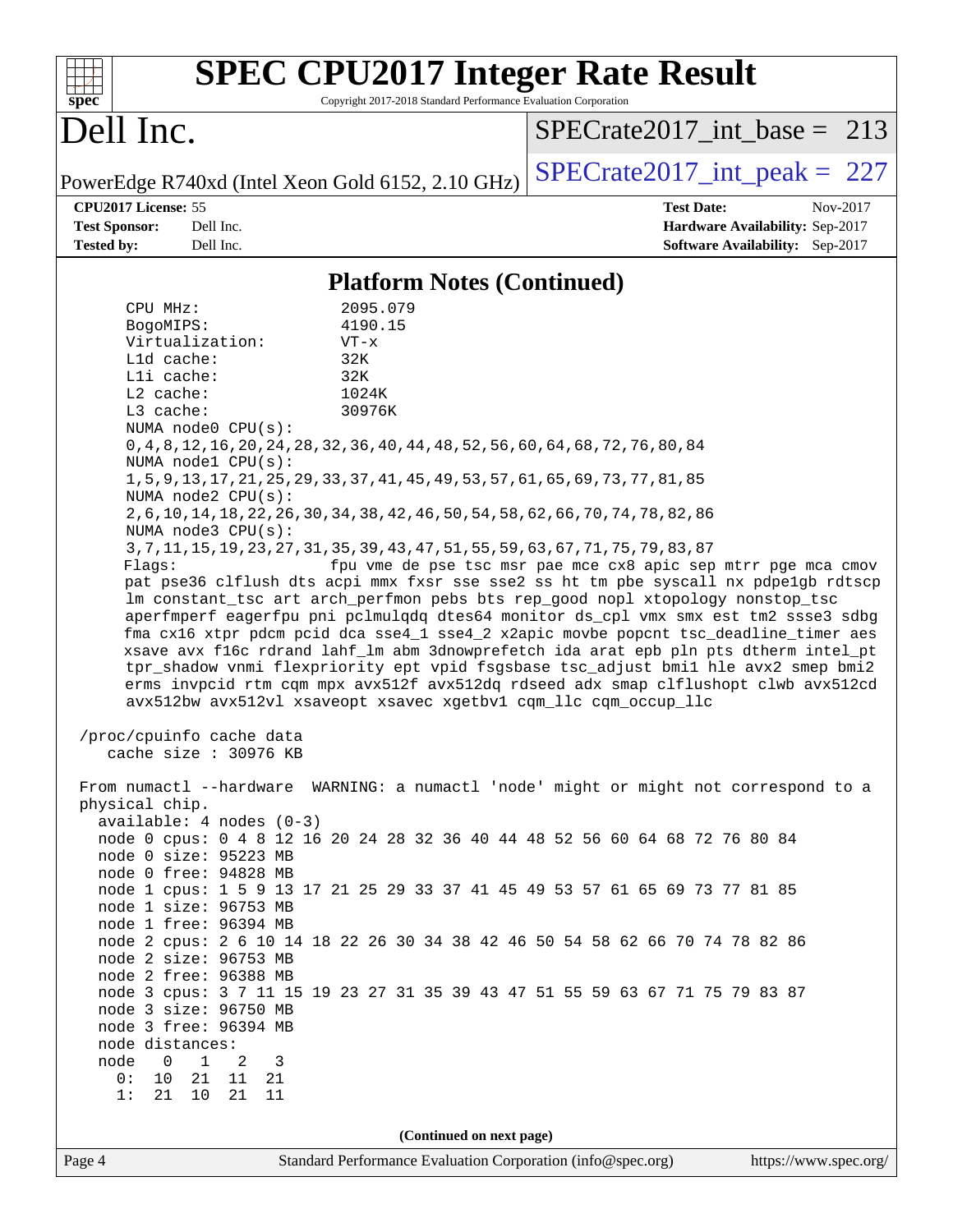# SPEC CPU2017 Integer Rate Result

Copyright 2017-2018 Standard Performance Evaluation Corporation

# Dell Inc.

PowerEdge R740xd (Intel Xeon Gold 6152, 2.10 GHz)

SPECrate2017_int_base = 213

SPECrate2017_int_peak = 227

**CPU2017 License:** 55
**Test Sponsor:** Dell Inc.
**Tested by:** Dell Inc.

**Test Date:** Nov-2017
**Hardware Availability:** Sep-2017
**Software Availability:** Sep-2017

## Platform Notes (Continued)

```
    CPU MHz:                 2095.079
    BogoMIPS:                4190.15
    Virtualization:          VT-x
    L1d cache:               32K
    L1i cache:               32K
    L2 cache:                1024K
    L3 cache:                30976K
    NUMA node0 CPU(s):
    0,4,8,12,16,20,24,28,32,36,40,44,48,52,56,60,64,68,72,76,80,84
    NUMA node1 CPU(s):
    1,5,9,13,17,21,25,29,33,37,41,45,49,53,57,61,65,69,73,77,81,85
    NUMA node2 CPU(s):
    2,6,10,14,18,22,26,30,34,38,42,46,50,54,58,62,66,70,74,78,82,86
    NUMA node3 CPU(s):
    3,7,11,15,19,23,27,31,35,39,43,47,51,55,59,63,67,71,75,79,83,87
    Flags:                  fpu vme de pse tsc msr pae mce cx8 apic sep mtrr pge mca cmov
    pat pse36 clflush dts acpi mmx fxsr sse sse2 ss ht tm pbe syscall nx pdpe1gb rdtscp
    lm constant_tsc art arch_perfmon pebs bts rep_good nopl xtopology nonstop_tsc
    aperfmperf eagerfpu pni pclmulqdq dtes64 monitor ds_cpl vmx smx est tm2 ssse3 sdbg
    fma cx16 xtpr pdcm pcid dca sse4_1 sse4_2 x2apic movbe popcnt tsc_deadline_timer aes
    xsave avx f16c rdrand lahf_lm abm 3dnowprefetch ida arat epb pln pts dtherm intel_pt
    tpr_shadow vnmi flexpriority ept vpid fsgsbase tsc_adjust bmi1 hle avx2 smep bmi2
    erms invpcid rtm cqm mpx avx512f avx512dq rdseed adx smap clflushopt clwb avx512cd
    avx512bw avx512vl xsaveopt xsavec xgetbv1 cqm_llc cqm_occup_llc

 /proc/cpuinfo cache data
    cache size : 30976 KB

 From numactl --hardware  WARNING: a numactl 'node' might or might not correspond to a
 physical chip.
   available: 4 nodes (0-3)
   node 0 cpus: 0 4 8 12 16 20 24 28 32 36 40 44 48 52 56 60 64 68 72 76 80 84
   node 0 size: 95223 MB
   node 0 free: 94828 MB
   node 1 cpus: 1 5 9 13 17 21 25 29 33 37 41 45 49 53 57 61 65 69 73 77 81 85
   node 1 size: 96753 MB
   node 1 free: 96394 MB
   node 2 cpus: 2 6 10 14 18 22 26 30 34 38 42 46 50 54 58 62 66 70 74 78 82 86
   node 2 size: 96753 MB
   node 2 free: 96388 MB
   node 3 cpus: 3 7 11 15 19 23 27 31 35 39 43 47 51 55 59 63 67 71 75 79 83 87
   node 3 size: 96750 MB
   node 3 free: 96394 MB
   node distances:
   node   0   1   2   3
     0:  10  21  11  21
     1:  21  10  21  11
```

(Continued on next page)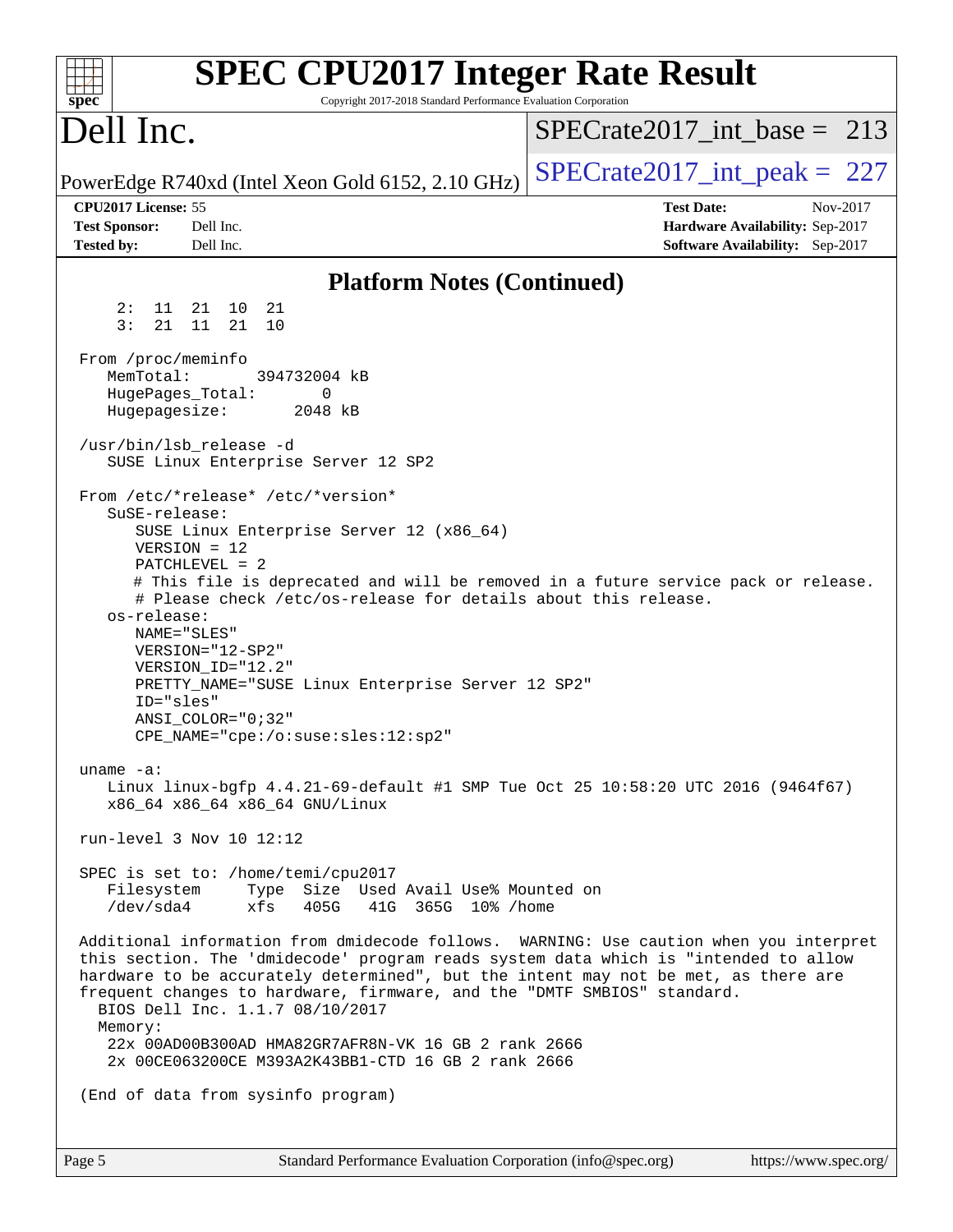## Platform Notes (Continued)

```
     2:  11  21  10  21
     3:  21  11  21  10

 From /proc/meminfo
    MemTotal:       394732004 kB
    HugePages_Total:       0
    Hugepagesize:       2048 kB

 /usr/bin/lsb_release -d
    SUSE Linux Enterprise Server 12 SP2

 From /etc/*release* /etc/*version*
    SuSE-release:
       SUSE Linux Enterprise Server 12 (x86_64)
       VERSION = 12
       PATCHLEVEL = 2
       # This file is deprecated and will be removed in a future service pack or release.
       # Please check /etc/os-release for details about this release.
    os-release:
       NAME="SLES"
       VERSION="12-SP2"
       VERSION_ID="12.2"
       PRETTY_NAME="SUSE Linux Enterprise Server 12 SP2"
       ID="sles"
       ANSI_COLOR="0;32"
       CPE_NAME="cpe:/o:suse:sles:12:sp2"

 uname -a:
    Linux linux-bgfp 4.4.21-69-default #1 SMP Tue Oct 25 10:58:20 UTC 2016 (9464f67)
    x86_64 x86_64 x86_64 GNU/Linux

 run-level 3 Nov 10 12:12

 SPEC is set to: /home/temi/cpu2017
    Filesystem     Type  Size  Used Avail Use% Mounted on
    /dev/sda4      xfs   405G   41G  365G  10% /home

 Additional information from dmidecode follows.  WARNING: Use caution when you interpret
 this section. The 'dmidecode' program reads system data which is "intended to allow
 hardware to be accurately determined", but the intent may not be met, as there are
 frequent changes to hardware, firmware, and the "DMTF SMBIOS" standard.
   BIOS Dell Inc. 1.1.7 08/10/2017
   Memory:
    22x 00AD00B300AD HMA82GR7AFR8N-VK 16 GB 2 rank 2666
    2x 00CE063200CE M393A2K43BB1-CTD 16 GB 2 rank 2666

 (End of data from sysinfo program)
```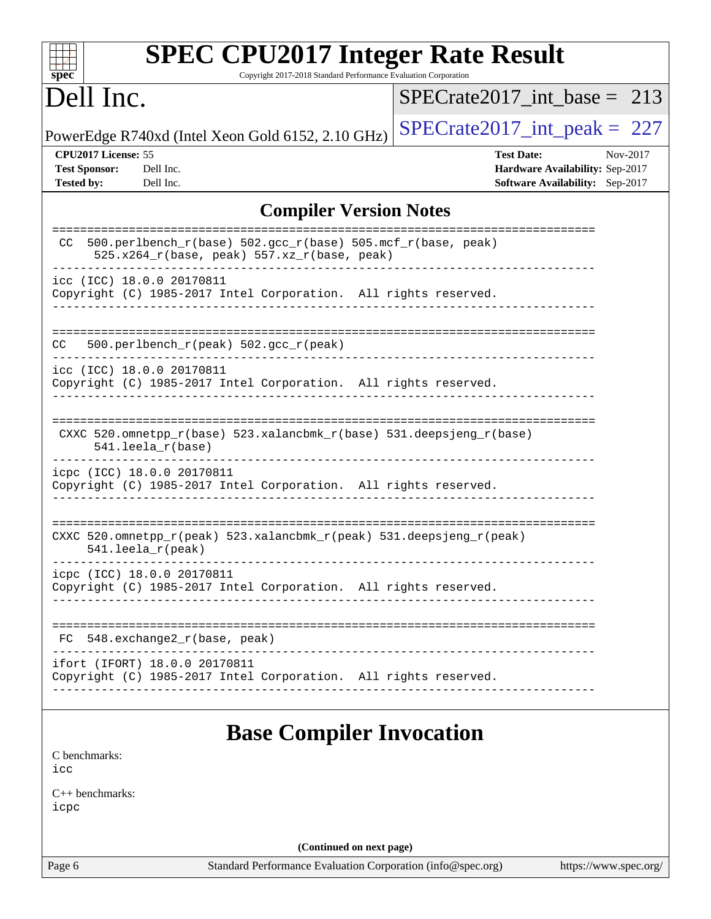# SPEC CPU2017 Integer Rate Result

Copyright 2017-2018 Standard Performance Evaluation Corporation

# Dell Inc.

PowerEdge R740xd (Intel Xeon Gold 6152, 2.10 GHz)

SPECrate2017_int_base = 213

SPECrate2017_int_peak = 227

**CPU2017 License:** 55
**Test Sponsor:** Dell Inc.
**Tested by:** Dell Inc.

**Test Date:** Nov-2017
**Hardware Availability:** Sep-2017
**Software Availability:** Sep-2017

## Compiler Version Notes

```
==============================================================================
 CC  500.perlbench_r(base) 502.gcc_r(base) 505.mcf_r(base, peak)
      525.x264_r(base, peak) 557.xz_r(base, peak)
------------------------------------------------------------------------------
icc (ICC) 18.0.0 20170811
Copyright (C) 1985-2017 Intel Corporation.  All rights reserved.
------------------------------------------------------------------------------

==============================================================================
CC   500.perlbench_r(peak) 502.gcc_r(peak)
------------------------------------------------------------------------------
icc (ICC) 18.0.0 20170811
Copyright (C) 1985-2017 Intel Corporation.  All rights reserved.
------------------------------------------------------------------------------

==============================================================================
 CXXC 520.omnetpp_r(base) 523.xalancbmk_r(base) 531.deepsjeng_r(base)
      541.leela_r(base)
------------------------------------------------------------------------------
icpc (ICC) 18.0.0 20170811
Copyright (C) 1985-2017 Intel Corporation.  All rights reserved.
------------------------------------------------------------------------------

==============================================================================
CXXC 520.omnetpp_r(peak) 523.xalancbmk_r(peak) 531.deepsjeng_r(peak)
     541.leela_r(peak)
------------------------------------------------------------------------------
icpc (ICC) 18.0.0 20170811
Copyright (C) 1985-2017 Intel Corporation.  All rights reserved.
------------------------------------------------------------------------------

==============================================================================
 FC  548.exchange2_r(base, peak)
------------------------------------------------------------------------------
ifort (IFORT) 18.0.0 20170811
Copyright (C) 1985-2017 Intel Corporation.  All rights reserved.
------------------------------------------------------------------------------
```

## Base Compiler Invocation

C benchmarks:
icc

C++ benchmarks:
icpc

(Continued on next page)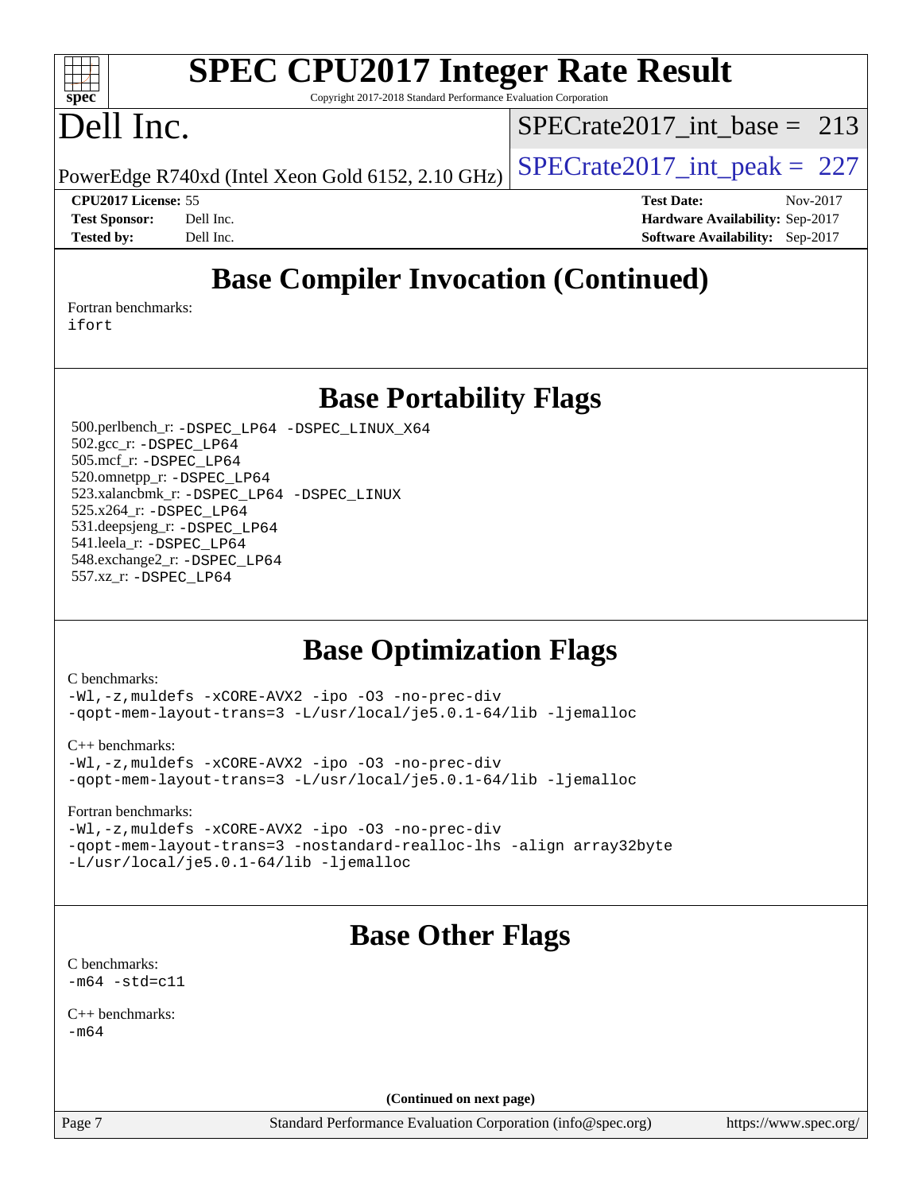# Base Compiler Invocation (Continued)

Fortran benchmarks:
ifort

# Base Portability Flags

500.perlbench_r: -DSPEC_LP64 -DSPEC_LINUX_X64
502.gcc_r: -DSPEC_LP64
505.mcf_r: -DSPEC_LP64
520.omnetpp_r: -DSPEC_LP64
523.xalancbmk_r: -DSPEC_LP64 -DSPEC_LINUX
525.x264_r: -DSPEC_LP64
531.deepsjeng_r: -DSPEC_LP64
541.leela_r: -DSPEC_LP64
548.exchange2_r: -DSPEC_LP64
557.xz_r: -DSPEC_LP64

# Base Optimization Flags

C benchmarks:
-Wl,-z,muldefs -xCORE-AVX2 -ipo -O3 -no-prec-div
-qopt-mem-layout-trans=3 -L/usr/local/je5.0.1-64/lib -ljemalloc

C++ benchmarks:
-Wl,-z,muldefs -xCORE-AVX2 -ipo -O3 -no-prec-div
-qopt-mem-layout-trans=3 -L/usr/local/je5.0.1-64/lib -ljemalloc

Fortran benchmarks:
-Wl,-z,muldefs -xCORE-AVX2 -ipo -O3 -no-prec-div
-qopt-mem-layout-trans=3 -nostandard-realloc-lhs -align array32byte
-L/usr/local/je5.0.1-64/lib -ljemalloc

# Base Other Flags

C benchmarks:
-m64 -std=c11

C++ benchmarks:
-m64

**(Continued on next page)**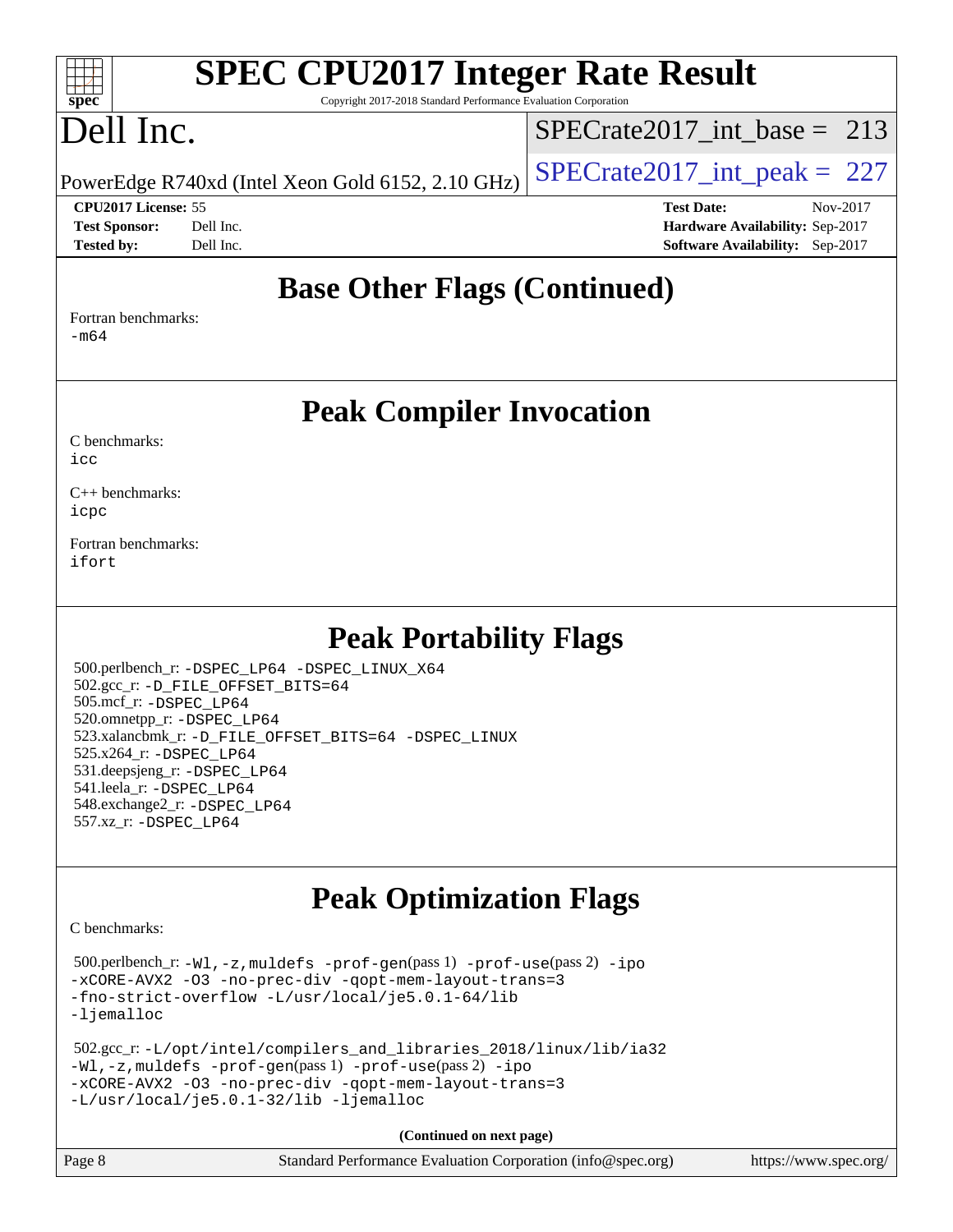## Base Other Flags (Continued)

Fortran benchmarks:
-m64

## Peak Compiler Invocation

C benchmarks:
icc

C++ benchmarks:
icpc

Fortran benchmarks:
ifort

## Peak Portability Flags

500.perlbench_r: -DSPEC_LP64 -DSPEC_LINUX_X64
502.gcc_r: -D_FILE_OFFSET_BITS=64
505.mcf_r: -DSPEC_LP64
520.omnetpp_r: -DSPEC_LP64
523.xalancbmk_r: -D_FILE_OFFSET_BITS=64 -DSPEC_LINUX
525.x264_r: -DSPEC_LP64
531.deepsjeng_r: -DSPEC_LP64
541.leela_r: -DSPEC_LP64
548.exchange2_r: -DSPEC_LP64
557.xz_r: -DSPEC_LP64

## Peak Optimization Flags

C benchmarks:

500.perlbench_r: -Wl,-z,muldefs -prof-gen(pass 1) -prof-use(pass 2) -ipo -xCORE-AVX2 -O3 -no-prec-div -qopt-mem-layout-trans=3 -fno-strict-overflow -L/usr/local/je5.0.1-64/lib -ljemalloc

502.gcc_r: -L/opt/intel/compilers_and_libraries_2018/linux/lib/ia32 -Wl,-z,muldefs -prof-gen(pass 1) -prof-use(pass 2) -ipo -xCORE-AVX2 -O3 -no-prec-div -qopt-mem-layout-trans=3 -L/usr/local/je5.0.1-32/lib -ljemalloc

(Continued on next page)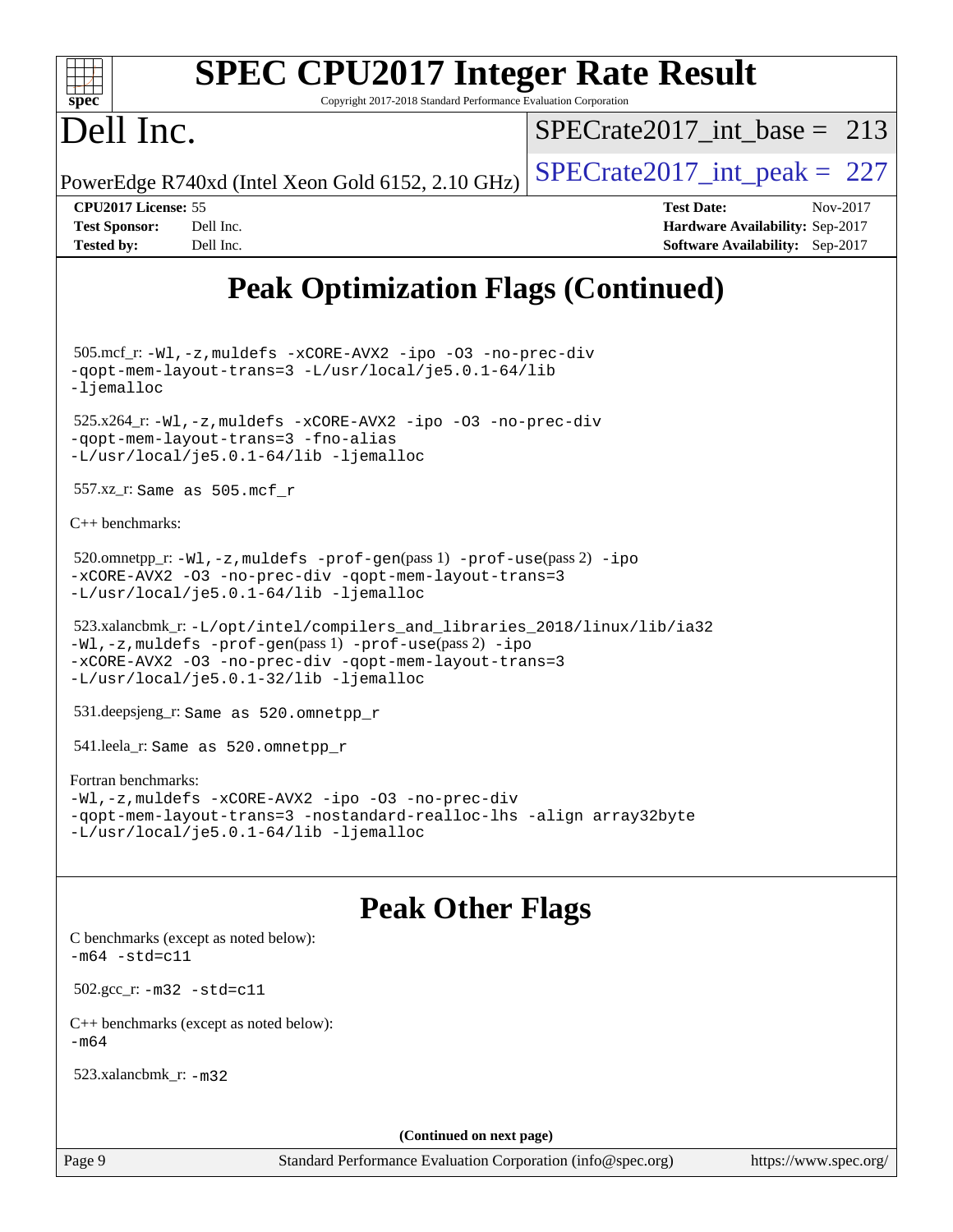# Peak Optimization Flags (Continued)

505.mcf_r: `-Wl,-z,muldefs -xCORE-AVX2 -ipo -O3 -no-prec-div -qopt-mem-layout-trans=3 -L/usr/local/je5.0.1-64/lib -ljemalloc`

525.x264_r: `-Wl,-z,muldefs -xCORE-AVX2 -ipo -O3 -no-prec-div -qopt-mem-layout-trans=3 -fno-alias -L/usr/local/je5.0.1-64/lib -ljemalloc`

557.xz_r: `Same as 505.mcf_r`

C++ benchmarks:

520.omnetpp_r: `-Wl,-z,muldefs -prof-gen`(pass 1) `-prof-use`(pass 2) `-ipo -xCORE-AVX2 -O3 -no-prec-div -qopt-mem-layout-trans=3 -L/usr/local/je5.0.1-64/lib -ljemalloc`

523.xalancbmk_r: `-L/opt/intel/compilers_and_libraries_2018/linux/lib/ia32 -Wl,-z,muldefs -prof-gen`(pass 1) `-prof-use`(pass 2) `-ipo -xCORE-AVX2 -O3 -no-prec-div -qopt-mem-layout-trans=3 -L/usr/local/je5.0.1-32/lib -ljemalloc`

531.deepsjeng_r: `Same as 520.omnetpp_r`

541.leela_r: `Same as 520.omnetpp_r`

Fortran benchmarks:
`-Wl,-z,muldefs -xCORE-AVX2 -ipo -O3 -no-prec-div -qopt-mem-layout-trans=3 -nostandard-realloc-lhs -align array32byte -L/usr/local/je5.0.1-64/lib -ljemalloc`

# Peak Other Flags

C benchmarks (except as noted below):
`-m64 -std=c11`

502.gcc_r: `-m32 -std=c11`

C++ benchmarks (except as noted below):
`-m64`

523.xalancbmk_r: `-m32`

(Continued on next page)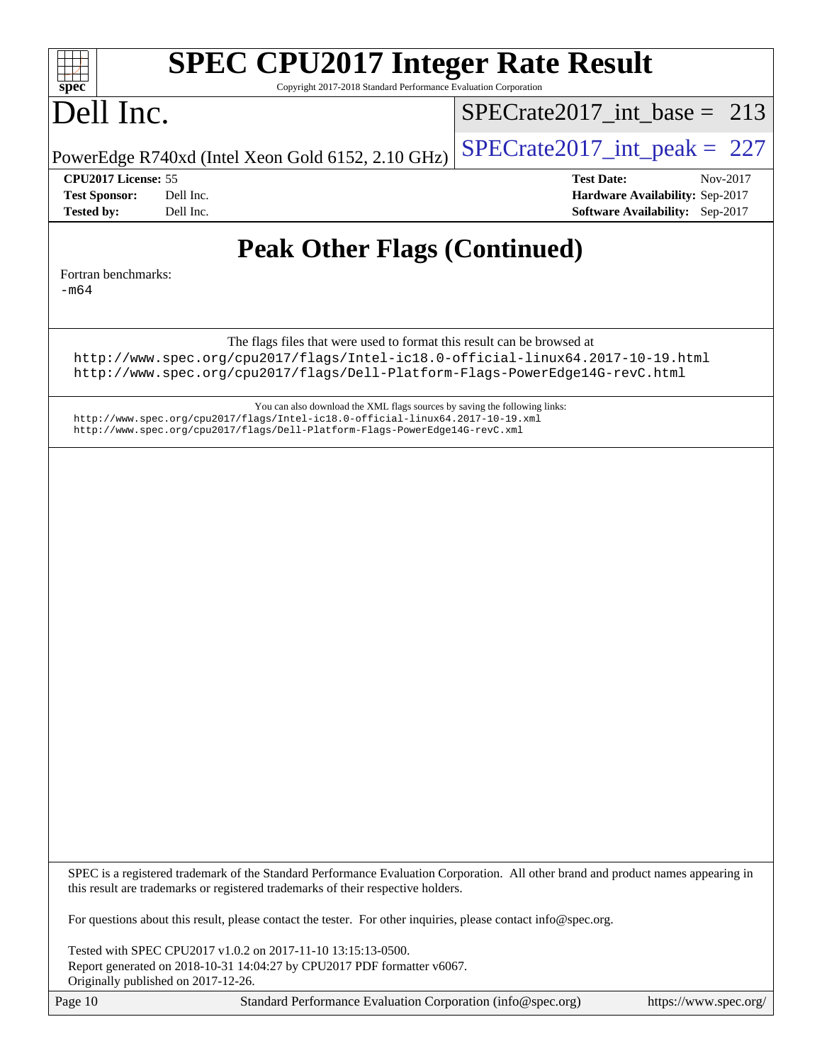## Peak Other Flags (Continued)

Fortran benchmarks:
-m64

The flags files that were used to format this result can be browsed at
http://www.spec.org/cpu2017/flags/Intel-ic18.0-official-linux64.2017-10-19.html
http://www.spec.org/cpu2017/flags/Dell-Platform-Flags-PowerEdge14G-revC.html

You can also download the XML flags sources by saving the following links:
http://www.spec.org/cpu2017/flags/Intel-ic18.0-official-linux64.2017-10-19.xml
http://www.spec.org/cpu2017/flags/Dell-Platform-Flags-PowerEdge14G-revC.xml

SPEC is a registered trademark of the Standard Performance Evaluation Corporation. All other brand and product names appearing in this result are trademarks or registered trademarks of their respective holders.

For questions about this result, please contact the tester. For other inquiries, please contact info@spec.org.

Tested with SPEC CPU2017 v1.0.2 on 2017-11-10 13:15:13-0500.
Report generated on 2018-10-31 14:04:27 by CPU2017 PDF formatter v6067.
Originally published on 2017-12-26.